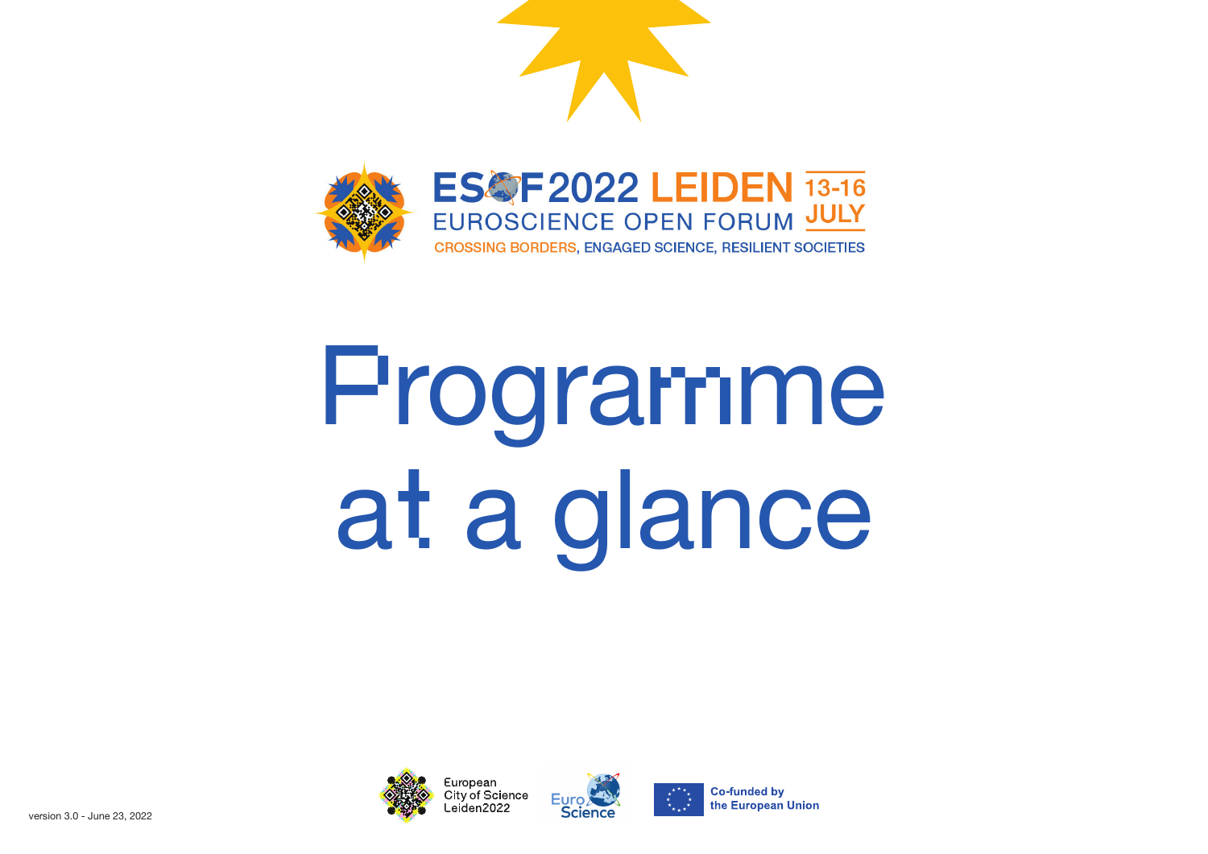**ESOF2022 LEIDEN** 13-16 JULY

EUROSCIENCE OPEN FORUM

CROSSING BORDERS, ENGAGED SCIENCE, RESILIENT SOCIETIES

# Programme at a glance

version 3.0 - June 23, 2022

European City of Science Leiden2022

EuroScience

Co-funded by the European Union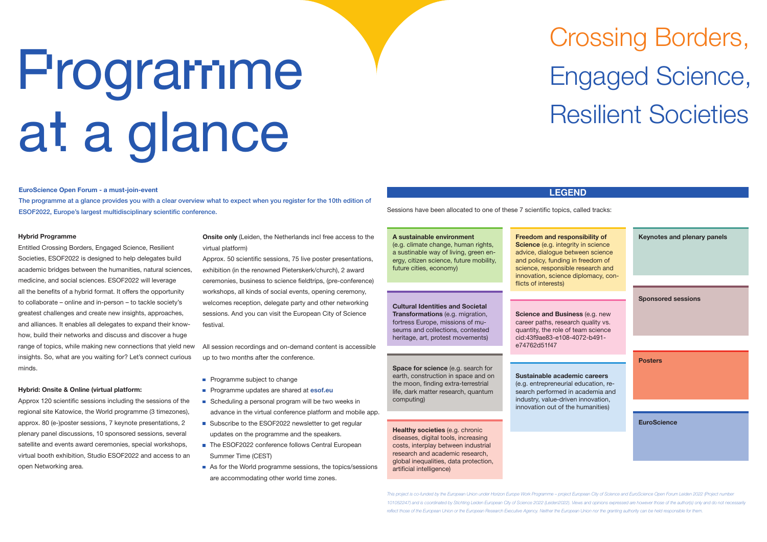# Programme at a glance

## Crossing Borders, Engaged Science, Resilient Societies

**EuroScience Open Forum - a must-join-event**

**The programme at a glance provides you with a clear overview what to expect when you register for the 10th edition of ESOF2022, Europe's largest multidisciplinary scientific conference.**

**Hybrid Programme**

Entitled Crossing Borders, Engaged Science, Resilient Societies, ESOF2022 is designed to help delegates build academic bridges between the humanities, natural sciences, medicine, and social sciences. ESOF2022 will leverage all the benefits of a hybrid format. It offers the opportunity to collaborate – online and in-person – to tackle society's greatest challenges and create new insights, approaches, and alliances. It enables all delegates to expand their know-how, build their networks and discuss and discover a huge range of topics, while making new connections that yield new insights. So, what are you waiting for? Let's connect curious minds.

**Hybrid: Onsite & Online (virtual platform:**

Approx 120 scientific sessions including the sessions of the regional site Katowice, the World programme (3 timezones), approx. 80 (e-)poster sessions, 7 keynote presentations, 2 plenary panel discussions, 10 sponsored sessions, several satellite and events award ceremonies, special workshops, virtual booth exhibition, Studio ESOF2022 and access to an open Networking area.

**Onsite only** (Leiden, the Netherlands incl free access to the virtual platform)

Approx. 50 scientific sessions, 75 live poster presentations, exhibition (in the renowned Pieterskerk/church), 2 award ceremonies, business to science fieldtrips, (pre-conference) workshops, all kinds of social events, opening ceremony, welcomes reception, delegate party and other networking sessions. And you can visit the European City of Science festival.

All session recordings and on-demand content is accessible up to two months after the conference.

- Programme subject to change
- Programme updates are shared at **esof.eu**
- Scheduling a personal program will be two weeks in advance in the virtual conference platform and mobile app.
- Subscribe to the ESOF2022 newsletter to get regular updates on the programme and the speakers.
- The ESOF2022 conference follows Central European Summer Time (CEST)
- As for the World programme sessions, the topics/sessions are accommodating other world time zones.

## LEGEND

Sessions have been allocated to one of these 7 scientific topics, called tracks:

**A sustainable environment** (e.g. climate change, human rights, a sustainable way of living, green energy, citizen science, future mobility, future cities, economy)

**Cultural Identities and Societal Transformations** (e.g. migration, fortress Europe, missions of museums and collections, contested heritage, art, protest movements)

**Space for science** (e.g. search for earth, construction in space and on the moon, finding extra-terrestrial life, dark matter research, quantum computing)

**Healthy societies** (e.g. chronic diseases, digital tools, increasing costs, interplay between industrial research and academic research, global inequalities, data protection, artificial intelligence)

**Freedom and responsibility of Science** (e.g. integrity in science advice, dialogue between science and policy, funding in freedom of science, responsible research and innovation, science diplomacy, conflicts of interests)

**Science and Business** (e.g. new career paths, research quality vs. quantity, the role of team science cid:43f9ae83-e108-4072-b491-e74762d51f47

**Sustainable academic careers** (e.g. entrepreneurial education, research performed in academia and industry, value-driven innovation, innovation out of the humanities)

**Keynotes and plenary panels**

**Sponsored sessions**

**Posters**

**EuroScience**

*This project is co-funded by the European Union under Horizon Europe Work Programme – project European City of Science and EuroScience Open Forum Leiden 2022 (Project number 101052247) and is coordinated by Stichting Leiden European City of Science 2022 (Leiden2022). Views and opinions expressed are however those of the author(s) only and do not necessarily reflect those of the European Union or the European Research Executive Agency. Neither the European Union nor the granting authority can be held responsible for them.*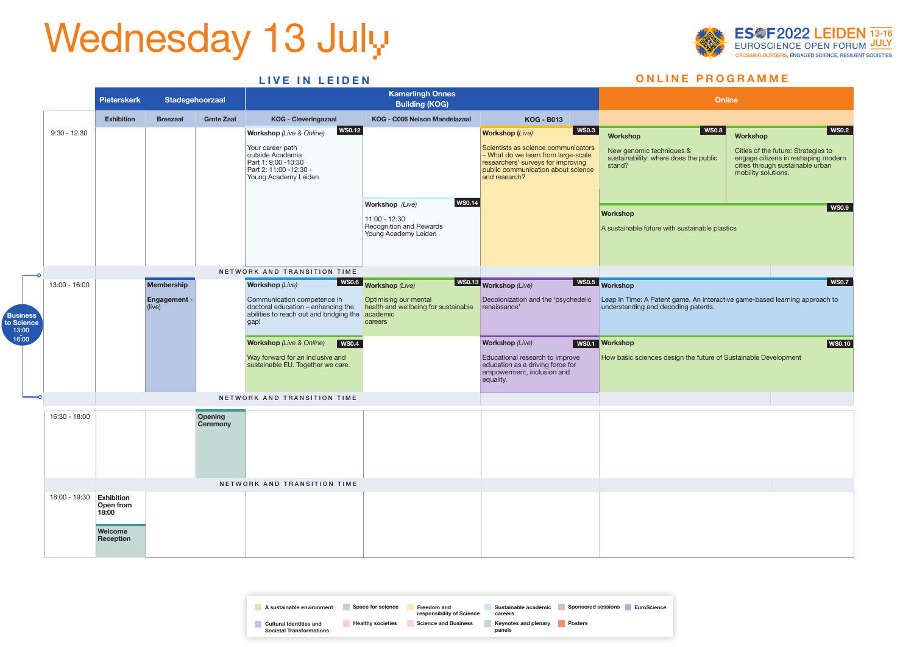# Wednesday 13 July

ESOF2022 LEIDEN 13-16 JULY
EUROSCIENCE OPEN FORUM
CROSSING BORDERS, ENGAGED SCIENCE, RESILIENT SOCIETIES

## LIVE IN LEIDEN

| | Pieterskerk | Stadsgehoorzaal | | Kamerlingh Onnes Building (KOG) | | |
|---|---|---|---|---|---|---|
| | Exhibition | Breezaal | Grote Zaal | KOG - Cleveringazaal | KOG - C006 Nelson Mandelazaal | KOG - B013 |
| 9:30 - 12:30 | | | | **Workshop** *(Live & Online)* WS0.12 Your career path outside Academia Part 1: 9:00 -10:30 Part 2: 11:00 -12:30 - Young Academy Leiden | **Workshop** *(Live)* WS0.14 11:00 - 12:30 Recognition and Rewards Young Academy Leiden | **Workshop** *(Live)* WS0.3 Scientists as science communicators – What do we learn from large-scale researchers' surveys for improving public communication about science and research? |
| NETWORK AND TRANSITION TIME | | | | | | |
| 13:00 - 16:00 | | **Membership Engagement** - (live) | | **Workshop** *(Live)* WS0.6 Communication competence in doctoral education – enhancing the abilities to reach out and bridging the gap! / **Workshop** *(Live & Online)* WS0.4 Way forward for an inclusive and sustainable EU. Together we care. | **Workshop** *(Live)* WS0.13 Optimising our mental health and wellbeing for sustainable academic careers | **Workshop** *(Live)* WS0.5 Decolonization and the 'psychedelic renaissance' / **Workshop** *(Live)* WS0.1 Educational research to improve education as a driving force for empowerment, inclusion and equality. |
| NETWORK AND TRANSITION TIME | | | | | | |
| 16:30 - 18:00 | | | **Opening Ceremony** | | | |
| NETWORK AND TRANSITION TIME | | | | | | |
| 18:00 - 19:30 | **Exhibition Open from 18:00** / **Welcome Reception** | | | | | |

Business to Science 13:00 - 16:00

## ONLINE PROGRAMME

| | Online | |
|---|---|---|
| 9:30 - 12:30 | **Workshop** WS0.8 New genomic techniques & sustainability: where does the public stand? | **Workshop** WS0.2 Cities of the future: Strategies to engage citizens in reshaping modern cities through sustainable urban mobility solutions. |
| | **Workshop** WS0.9 A sustainable future with sustainable plastics | |
| 13:00 - 16:00 | **Workshop** WS0.7 Leap In Time: A Patent game. An interactive game-based learning approach to understanding and decoding patents. | |
| | **Workshop** WS0.10 How basic sciences design the future of Sustainable Development | |

**Legend:** A sustainable environment · Space for science · Freedom and responsibility of Science · Sustainable academic careers · Sponsored sessions · EuroScience · Cultural Identities and Societal Transformations · Healthy societies · Science and Business · Keynotes and plenary panels · Posters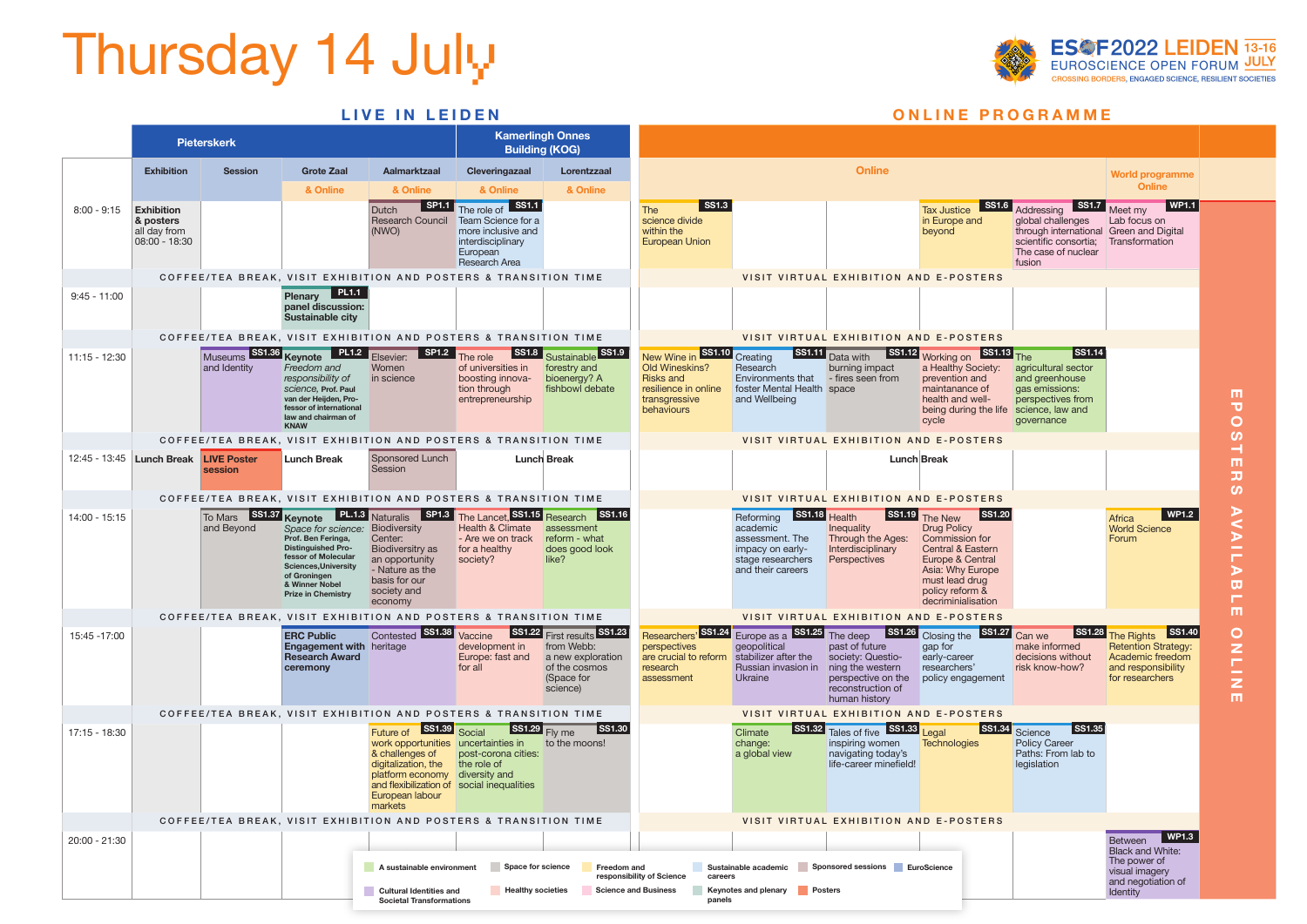# Thursday 14 July

ESOF2022 LEIDEN 13-16 JULY
EUROSCIENCE OPEN FORUM
CROSSING BORDERS, ENGAGED SCIENCE, RESILIENT SOCIETIES

## LIVE IN LEIDEN

| | Pieterskerk | | | | Kamerlingh Onnes Building (KOG) | |
|---|---|---|---|---|---|---|
| | Exhibition | Session | Grote Zaal & Online | Aalmarktzaal & Online | Cleveringazaal & Online | Lorentzzaal & Online |
| 8:00 - 9:15 | **Exhibition & posters** all day from 08:00 - 18:30 | | | SP1.1 Dutch Research Council (NWO) | SS1.1 The role of Team Science for a more inclusive and interdisciplinary European Research Area | |
| | COFFEE/TEA BREAK, VISIT EXHIBITION AND POSTERS & TRANSITION TIME | | | | | |
| 9:45 - 11:00 | | | PL1.1 **Plenary panel discussion: Sustainable city** | | | |
| | COFFEE/TEA BREAK, VISIT EXHIBITION AND POSTERS & TRANSITION TIME | | | | | |
| 11:15 - 12:30 | | SS1.36 Museums and Identity | PL1.2 **Keynote** *Freedom and responsibility of science,* Prof. Paul van der Heijden, Professor of international law and chairman of KNAW | SP1.2 Elsevier: Women in science | SS1.8 The role of universities in boosting innovation through entrepreneurship | SS1.9 Sustainable forestry and bioenergy? A fishbowl debate |
| | COFFEE/TEA BREAK, VISIT EXHIBITION AND POSTERS & TRANSITION TIME | | | | | |
| 12:45 - 13:45 | **Lunch Break** | **LIVE Poster session** | **Lunch Break** | Sponsored Lunch Session | **Lunch Break** | |
| | COFFEE/TEA BREAK, VISIT EXHIBITION AND POSTERS & TRANSITION TIME | | | | | |
| 14:00 - 15:15 | | SS1.37 To Mars and Beyond | PL.1.3 **Keynote** *Space for science:* Prof. Ben Feringa, Distinguished Professor of Molecular Sciences, University of Groningen & Winner Nobel Prize in Chemistry | SP1.3 Naturalis Biodiversity Center: Biodiversitry as an opportunity - Nature as the basis for our society and economy | SS1.15 The Lancet, Health & Climate - Are we on track for a healthy society? | SS1.16 Research assessment reform - what does good look like? |
| | COFFEE/TEA BREAK, VISIT EXHIBITION AND POSTERS & TRANSITION TIME | | | | | |
| 15:45 - 17:00 | | | **ERC Public Engagement with Research Award ceremony** | SS1.38 Contested heritage | SS1.22 Vaccine development in Europe: fast and for all | SS1.23 First results from Webb: a new exploration of the cosmos (Space for science) |
| | COFFEE/TEA BREAK, VISIT EXHIBITION AND POSTERS & TRANSITION TIME | | | | | |
| 17:15 - 18:30 | | | | SS1.39 Future of work opportunities & challenges of digitalization, the platform economy and flexibilization of European labour markets | SS1.29 Social uncertainties in post-corona cities: the role of diversity and social inequalities | SS1.30 Fly me to the moons! |
| | COFFEE/TEA BREAK, VISIT EXHIBITION AND POSTERS & TRANSITION TIME | | | | | |
| 20:00 - 21:30 | | | | | | |

## ONLINE PROGRAMME

| Time | Online | | | | | | World programme Online |
|---|---|---|---|---|---|---|---|
| 8:00 - 9:15 | SS1.3 The science divide within the European Union | | | SS1.6 Tax Justice in Europe and beyond | SS1.7 Addressing global challenges through international scientific consortia; The case of nuclear fusion | | WP1.1 Meet my Lab focus on Green and Digital Transformation |
| | VISIT VIRTUAL EXHIBITION AND E-POSTERS | | | | | | |
| 9:45 - 11:00 | | | | | | | |
| | VISIT VIRTUAL EXHIBITION AND E-POSTERS | | | | | | |
| 11:15 - 12:30 | SS1.10 New Wine in Old Wineskins? Risks and resilience in online transgressive behaviours | SS1.11 Creating Research Environments that foster Mental Health and Wellbeing | SS1.12 Data with burning impact - fires seen from space | SS1.13 Working on a Healthy Society: prevention and maintanance of health and well-being during the life cycle | SS1.14 The agricultural sector and greenhouse gas emissions: perspectives from science, law and governance | | |
| | VISIT VIRTUAL EXHIBITION AND E-POSTERS | | | | | | |
| 12:45 - 13:45 | | | | **Lunch Break** | | | |
| | VISIT VIRTUAL EXHIBITION AND E-POSTERS | | | | | | |
| 14:00 - 15:15 | | SS1.18 Reforming academic assessment. The impact on early-stage researchers and their careers | SS1.19 Health Inequality Through the Ages: Interdisciplinary Perspectives | SS1.20 The New Drug Policy Commission for Central & Eastern Europe & Central Asia: Why Europe must lead drug policy reform & decriminialisation | | | WP1.2 Africa World Science Forum |
| | VISIT VIRTUAL EXHIBITION AND E-POSTERS | | | | | | |
| 15:45 -17:00 | SS1.24 Researchers perspectives are crucial to reform research assessment | SS1.25 Europe as a geopolitical stabilizer after the Russian invasion in Ukraine | SS1.26 The deep past of future society: Questioning the western perspective on the reconstruction of human history | SS1.27 Closing the gap for early-career researchers' policy engagement | SS1.28 Can we make informed decisions without risk know-how? | | SS1.40 The Rights Retention Strategy: Academic freedom and responsibility for researchers |
| | VISIT VIRTUAL EXHIBITION AND E-POSTERS | | | | | | |
| 17:15 - 18:30 | | SS1.32 Climate change: a global view | SS1.33 Tales of five inspiring women navigating today's life-career minefield! | SS1.34 Legal Technologies | SS1.35 Science Policy Career Paths: From lab to legislation | | |
| | VISIT VIRTUAL EXHIBITION AND E-POSTERS | | | | | | |
| 20:00 - 21:30 | | | | | | | WP1.3 Between Black and White: The power of visual imagery and negotiation of Identity |

EPOSTERS AVAILABLE ONLINE

**Legend:**
- A sustainable environment
- Space for science
- Freedom and responsibility of Science
- Sustainable academic careers
- Sponsored sessions
- EuroScience
- Cultural Identities and Societal Transformations
- Healthy societies
- Science and Business
- Keynotes and plenary panels
- Posters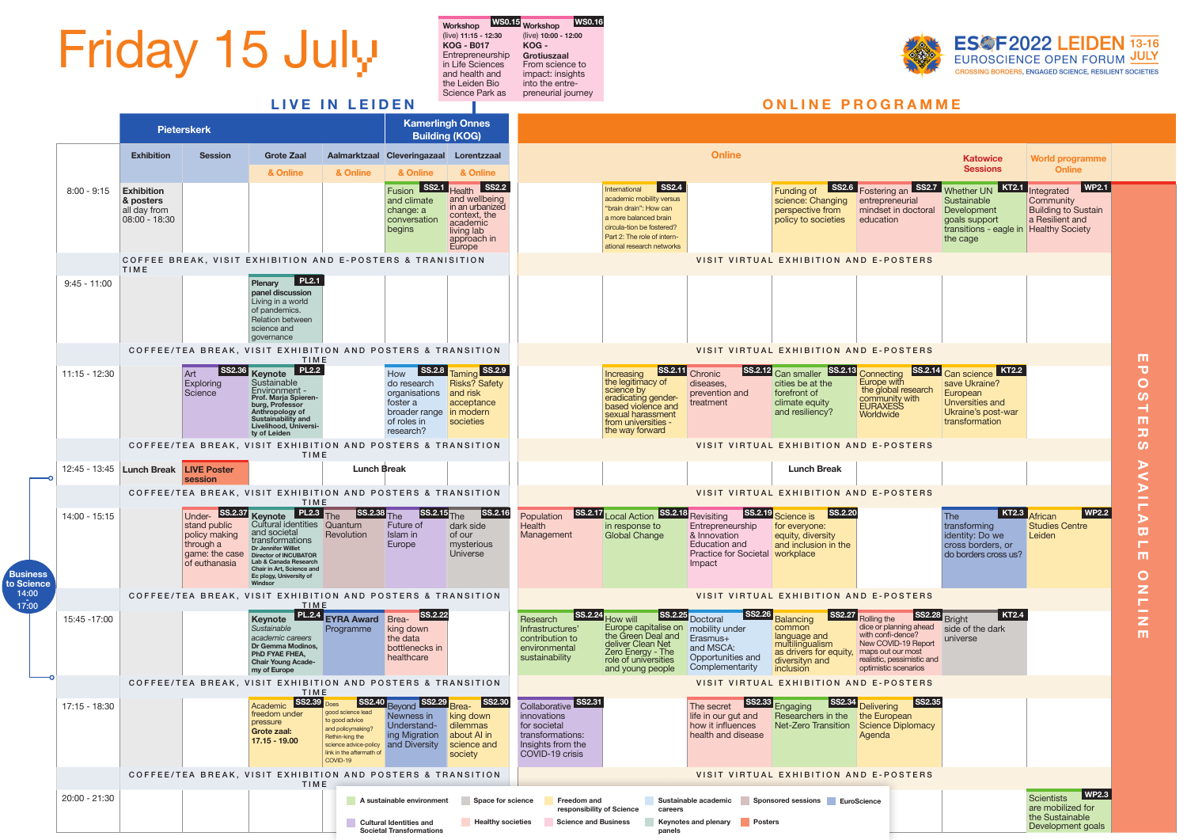# Friday 15 July

ESOF2022 LEIDEN 13-16 JULY
EUROSCIENCE OPEN FORUM
CROSSING BORDERS, ENGAGED SCIENCE, RESILIENT SOCIETIES

**Workshop** WS0.15
(live) 11:15 - 12:30
KOG - B017
Entrepreneurship in Life Sciences and health and the Leiden Bio Science Park as

**Workshop** WS0.16
(live) 10:00 - 12:00
KOG - Grotiuszaal
From science to impact: insights into the entrepreneurial journey

## LIVE IN LEIDEN

| Time | Pieterskerk: Exhibition | Pieterskerk: Session | Pieterskerk: Grote Zaal & Online | Pieterskerk: Aalmarktzaal & Online | KOG: Cleveringazaal & Online | KOG: Lorentzzaal & Online |
|---|---|---|---|---|---|---|
| 8:00 - 9:15 | Exhibition & posters all day from 08:00 - 18:30 | | | | SS2.1 Fusion and climate change: a conversation begins | SS2.2 Health and wellbeing in an urbanized context, the academic living lab approach in Europe |
| | COFFEE BREAK, VISIT EXHIBITION AND E-POSTERS & TRANISITION TIME | | | | | |
| 9:45 - 11:00 | | | PL2.1 Plenary panel discussion Living in a world of pandemics. Relation between science and governance | | | |
| | COFFEE/TEA BREAK, VISIT EXHIBITION AND POSTERS & TRANSITION TIME | | | | | |
| 11:15 - 12:30 | | SS2.36 Art Exploring Science | PL2.2 Keynote Sustainable Environment - Prof. Marja Spierenburg, Professor Anthropology of Sustainability and Livelihood, University of Leiden | | SS2.8 How do research organisations foster a broader range of roles in research? | SS2.9 Taming Risks? Safety and risk acceptance in modern societies |
| | COFFEE/TEA BREAK, VISIT EXHIBITION AND POSTERS & TRANSITION TIME | | | | | |
| 12:45 - 13:45 | Lunch Break | LIVE Poster session | Lunch Break | | | |
| | COFFEE/TEA BREAK, VISIT EXHIBITION AND POSTERS & TRANSITION TIME | | | | | |
| 14:00 - 15:15 | | SS2.37 Understand public policy making through a game: the case of euthanasia | PL2.3 Keynote Cultural identities and societal transformations Dr Jennifer Willet Director of INCUBATOR Lab & Canada Research Chair in Art, Science and Ec ology, University of Windsor | SS2.38 The Quantum Revolution | SS2.15 The Future of Islam in Europe | SS2.16 The dark side of our mysterious Universe |
| | COFFEE/TEA BREAK, VISIT EXHIBITION AND POSTERS & TRANSITION TIME | | | | | |
| 15:45 -17:00 | | | PL2.4 Keynote Sustainable academic careers Dr Gemma Modinos, PhD FYAE FHEA, Chair Young Academy of Europe | EYRA Award Programme | SS2.22 Breaking down the data bottlenecks in healthcare | |
| | COFFEE/TEA BREAK, VISIT EXHIBITION AND POSTERS & TRANSITION TIME | | | | | |
| 17:15 - 18:30 | | | SS2.39 Academic freedom under pressure Grote zaal: 17.15 - 19.00 | SS2.40 Does good science lead to good advice and policymaking? Rethinking the science advice-policy link in the aftermath of COVID-19 | SS2.29 Beyond Newness in Understanding Migration and Diversity | SS2.30 Breaking down dilemmas about AI in science and society |
| | COFFEE/TEA BREAK, VISIT EXHIBITION AND POSTERS & TRANSITION TIME | | | | | |
| 20:00 - 21:30 | | | | | | |

Business to Science 14:00 - 17:00

## ONLINE PROGRAMME

| Time | Online | | | | | Katowice Sessions | World programme Online |
|---|---|---|---|---|---|---|---|
| 8:00 - 9:15 | | SS2.4 International academic mobility versus "brain drain": How can a more balanced brain circula-tion be fostered? Part 2: The role of international research networks | | SS2.6 Funding of science: Changing perspective from policy to societies | SS2.7 Fostering an entrepreneurial mindset in doctoral education | KT2.1 Whether UN Sustainable Development goals support transitions - eagle in the cage | WP2.1 Integrated Community Building to Sustain a Resilient and Healthy Society |
| | VISIT VIRTUAL EXHIBITION AND E-POSTERS | | | | | | |
| 9:45 - 11:00 | | | | | | | |
| | VISIT VIRTUAL EXHIBITION AND E-POSTERS | | | | | | |
| 11:15 - 12:30 | | SS2.11 Increasing the legitimacy of science by eradicating gender-based violence and sexual harassment from universities - the way forward | SS2.12 Chronic diseases, prevention and treatment | SS2.13 Can smaller cities be at the forefront of climate equity and resiliency? | SS2.14 Connecting Europe with the global research community with EURAXESS Worldwide | KT2.2 Can science save Ukraine? European Universities and Ukraine's post-war transformation | |
| | VISIT VIRTUAL EXHIBITION AND E-POSTERS | | | | | | |
| 12:45 - 13:45 | Lunch Break | | | | | | |
| | VISIT VIRTUAL EXHIBITION AND E-POSTERS | | | | | | |
| 14:00 - 15:15 | SS2.17 Population Health Management | SS2.18 Local Action in response to Global Change | SS2.19 Revisiting Entrepreneurship & Innovation Education and Practice for Societal Impact | SS2.20 Science is for everyone: equity, diversity and inclusion in the workplace | | KT2.3 The transforming identity: Do we cross borders, or do borders cross us? | WP2.2 African Studies Centre Leiden |
| | VISIT VIRTUAL EXHIBITION AND E-POSTERS | | | | | | |
| 15:45 -17:00 | SS2.24 Research Infrastructures' contribution to environmental sustainability | SS2.25 How will Europe capitalise on the Green Deal and deliver Net Zero Energy - The role of universities and young people | SS2.26 Doctoral mobility under Erasmus+ and MSCA: Opportunities and Complementarity | SS2.27 Balancing common language and multilingualism as drivers for equity, diversityn and inclusion | SS2.28 Rolling the dice or planning ahead with confi-dence? New COVID-19 Report maps out our most realistic, pessimistic and optimistic scenarios | KT2.4 Bright side of the dark universe | |
| | VISIT VIRTUAL EXHIBITION AND E-POSTERS | | | | | | |
| 17:15 - 18:30 | SS2.31 Collaborative innovations for societal transformations: Insights from the COVID-19 crisis | | SS2.33 The secret life in our gut and how it influences health and disease | SS2.34 Engaging Researchers in the Net-Zero Transition | SS2.35 Delivering the European Science Diplomacy Agenda | | |
| | VISIT VIRTUAL EXHIBITION AND E-POSTERS | | | | | | |
| 20:00 - 21:30 | | | | | | | WP2.3 Scientists are mobilized for the Sustainable Development goals |

EPOSTERS AVAILABLE ONLINE

**Legend:** A sustainable environment · Space for science · Freedom and responsibility of Science · Sustainable academic careers · Sponsored sessions · EuroScience · Cultural Identities and Societal Transformations · Healthy societies · Science and Business · Keynotes and plenary panels · Posters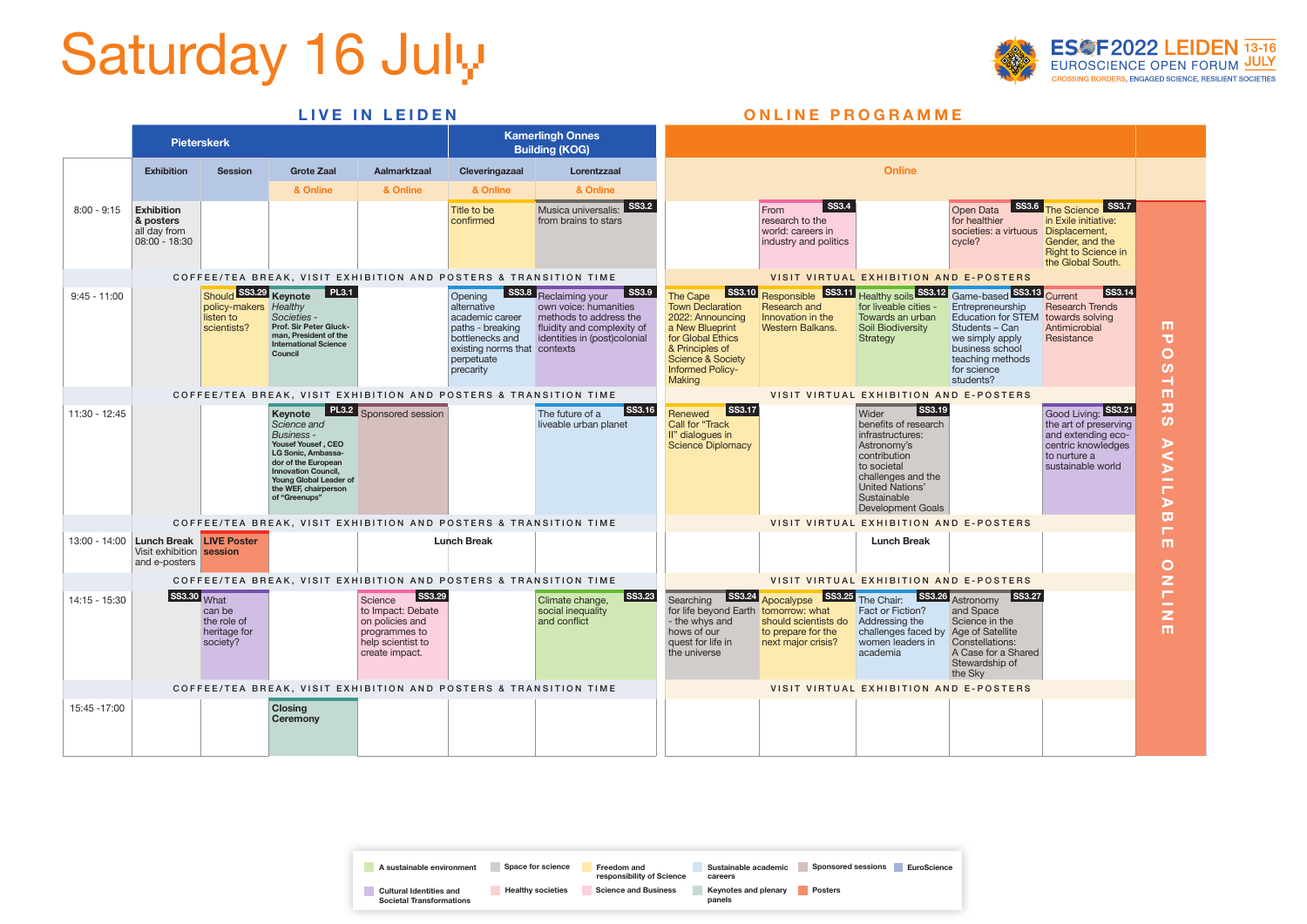# Saturday 16 July

ESOF2022 LEIDEN 13-16 JULY
EUROSCIENCE OPEN FORUM
CROSSING BORDERS, ENGAGED SCIENCE, RESILIENT SOCIETIES

**LIVE IN LEIDEN** | **ONLINE PROGRAMME**

| | Pieterskerk | | | | Kamerlingh Onnes Building (KOG) | | Online | | | | | |
|---|---|---|---|---|---|---|---|---|---|---|---|---|
| | Exhibition | Session | Grote Zaal & Online | Aalmarktzaal & Online | Cleveringazaal & Online | Lorentzzaal & Online | | | | | | |
| 8:00 - 9:15 | **Exhibition & posters** all day from 08:00 - 18:30 | | | | Title to be confirmed | SS3.2 Musica universalis: from brains to stars | | SS3.4 From research to the world: careers in industry and politics | | SS3.6 Open Data for healthier societies: a virtuous cycle? | SS3.7 The Science in Exile initiative: Displacement, Gender, and the Right to Science in the Global South. | EPOSTERS AVAILABLE ONLINE |
| | COFFEE/TEA BREAK, VISIT EXHIBITION AND POSTERS & TRANSITION TIME | | | | | | VISIT VIRTUAL EXHIBITION AND E-POSTERS | | | | | |
| 9:45 - 11:00 | | SS3.29 Should policy-makers listen to scientists? | PL3.1 **Keynote** *Healthy Societies* - Prof. Sir Peter Gluckman, President of the International Science Council | | SS3.8 Opening alternative academic career paths - breaking bottlenecks and existing norms that perpetuate precarity | SS3.9 Reclaiming your own voice: humanities methods to address the fluidity and complexity of identities in (post)colonial contexts | SS3.10 The Cape Town Declaration 2022: Announcing a New Blueprint for Global Ethics & Principles of Science & Society Informed Policy-Making | SS3.11 Responsible Research and Innovation in the Western Balkans. | SS3.12 Healthy soils for liveable cities - Towards an urban Soil Biodiversity Strategy | SS3.13 Game-based Entrepreneurship Education for STEM Students – Can we simply apply business school teaching methods for science students? | SS3.14 Current Research Trends towards solving Antimicrobial Resistance | |
| | COFFEE/TEA BREAK, VISIT EXHIBITION AND POSTERS & TRANSITION TIME | | | | | | VISIT VIRTUAL EXHIBITION AND E-POSTERS | | | | | |
| 11:30 - 12:45 | | | PL3.2 **Keynote** *Science and Business* - Yousef Yousef, CEO LG Sonic, Ambassador of the European Innovation Council, Young Global Leader of the WEF, chairperson of "Greenups" | Sponsored session | | SS3.16 The future of a liveable urban planet | SS3.17 Renewed Call for "Track II" dialogues in Science Diplomacy | | SS3.19 Wider benefits of research infrastructures: Astronomy's contribution to societal challenges and the United Nations' Sustainable Development Goals | | SS3.21 Good Living: the art of preserving and extending eco-centric knowledges to nurture a sustainable world | |
| | COFFEE/TEA BREAK, VISIT EXHIBITION AND POSTERS & TRANSITION TIME | | | | | | VISIT VIRTUAL EXHIBITION AND E-POSTERS | | | | | |
| 13:00 - 14:00 | **Lunch Break** Visit exhibition and e-posters | **LIVE Poster session** | | Lunch Break | | | | | Lunch Break | | | |
| | COFFEE/TEA BREAK, VISIT EXHIBITION AND POSTERS & TRANSITION TIME | | | | | | VISIT VIRTUAL EXHIBITION AND E-POSTERS | | | | | |
| 14:15 - 15:30 | SS3.30 | What can be the role of heritage for society? | | SS3.29 Science to Impact: Debate on policies and programmes to help scientist to create impact. | | SS3.23 Climate change, social inequality and conflict | SS3.24 Searching for life beyond Earth - the whys and hows of our quest for life in the universe | SS3.25 Apocalypse tomorrow: what should scientists do to prepare for the next major crisis? | SS3.26 The Chair: Fact or Fiction? Addressing the challenges faced by women leaders in academia | SS3.27 Astronomy and Space Science in the Age of Satellite Constellations: A Case for a Shared Stewardship of the Sky | | |
| | COFFEE/TEA BREAK, VISIT EXHIBITION AND POSTERS & TRANSITION TIME | | | | | | VISIT VIRTUAL EXHIBITION AND E-POSTERS | | | | | |
| 15:45 -17:00 | | | **Closing Ceremony** | | | | | | | | | |

A sustainable environment · Space for science · Freedom and responsibility of Science · Sustainable academic careers · Sponsored sessions · EuroScience · Cultural Identities and Societal Transformations · Healthy societies · Science and Business · Keynotes and plenary panels · Posters